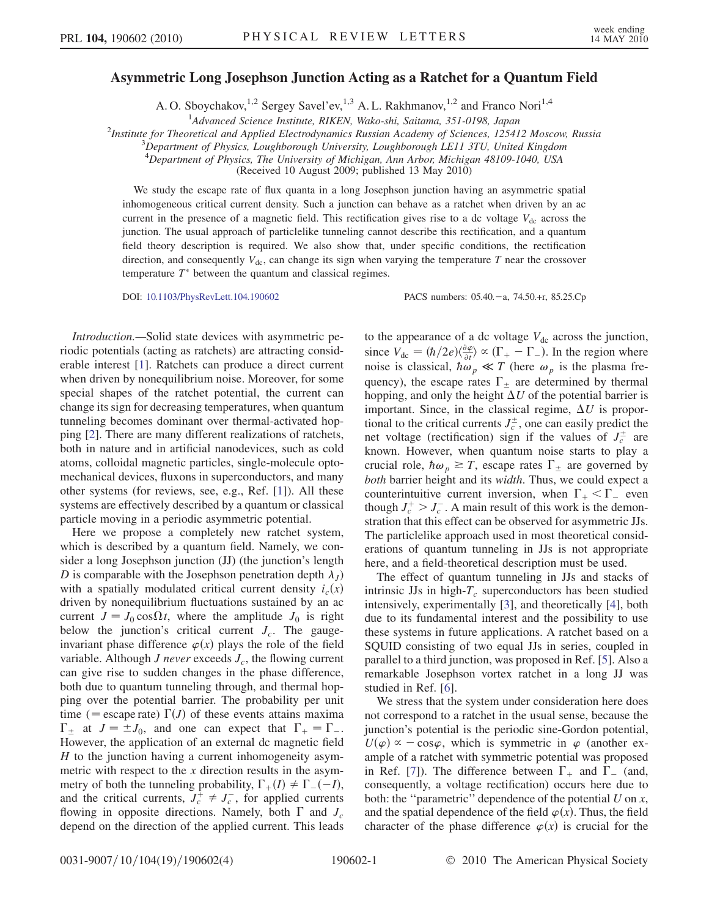# Asymmetric Long Josephson Junction Acting as a Ratchet for a Quantum Field

A. O. Sboychakov,[1,2] Sergey Savel'ev,[1,3] A. L. Rakhmanov,[1,2] and Franco Nori[1,4]

[1]Advanced Science Institute, RIKEN, Wako-shi, Saitama, 351-0198, Japan

[2]Institute for Theoretical and Applied Electrodynamics Russian Academy of Sciences, 125412 Moscow, Russia

[3]Department of Physics, Loughborough University, Loughborough LE11 3TU, United Kingdom

[4]Department of Physics, The University of Michigan, Ann Arbor, Michigan 48109-1040, USA

(Received 10 August 2009; published 13 May 2010)

We study the escape rate of flux quanta in a long Josephson junction having an asymmetric spatial inhomogeneous critical current density. Such a junction can behave as a ratchet when driven by an ac current in the presence of a magnetic field. This rectification gives rise to a dc voltage $V_{\mathrm{dc}}$ across the junction. The usual approach of particlelike tunneling cannot describe this rectification, and a quantum field theory description is required. We also show that, under specific conditions, the rectification direction, and consequently $V_{\mathrm{dc}}$, can change its sign when varying the temperature $T$ near the crossover temperature $T^*$ between the quantum and classical regimes.

DOI: 10.1103/PhysRevLett.104.190602 PACS numbers: 05.40.−a, 74.50.+r, 85.25.Cp

*Introduction.*—Solid state devices with asymmetric periodic potentials (acting as ratchets) are attracting considerable interest [1]. Ratchets can produce a direct current when driven by nonequilibrium noise. Moreover, for some special shapes of the ratchet potential, the current can change its sign for decreasing temperatures, when quantum tunneling becomes dominant over thermal-activated hopping [2]. There are many different realizations of ratchets, both in nature and in artificial nanodevices, such as cold atoms, colloidal magnetic particles, single-molecule optomechanical devices, fluxons in superconductors, and many other systems (for reviews, see, e.g., Ref. [1]). All these systems are effectively described by a quantum or classical particle moving in a periodic asymmetric potential.

Here we propose a completely new ratchet system, which is described by a quantum field. Namely, we consider a long Josephson junction (JJ) (the junction's length $D$ is comparable with the Josephson penetration depth $\lambda_J$) with a spatially modulated critical current density $i_c(x)$ driven by nonequilibrium fluctuations sustained by an ac current $J = J_0 \cos\Omega t$, where the amplitude $J_0$ is right below the junction's critical current $J_c$. The gauge-invariant phase difference $\varphi(x)$ plays the role of the field variable. Although $J$ *never* exceeds $J_c$, the flowing current can give rise to sudden changes in the phase difference, both due to quantum tunneling through, and thermal hopping over the potential barrier. The probability per unit time (= escape rate) $\Gamma(J)$ of these events attains maxima $\Gamma_\pm$ at $J = \pm J_0$, and one can expect that $\Gamma_+ = \Gamma_-$. However, the application of an external dc magnetic field $H$ to the junction having a current inhomogeneity asymmetric with respect to the $x$ direction results in the asymmetry of both the tunneling probability, $\Gamma_+(I) \neq \Gamma_-(-I)$, and the critical currents, $J_c^+ \neq J_c^-$, for applied currents flowing in opposite directions. Namely, both $\Gamma$ and $J_c$ depend on the direction of the applied current. This leads to the appearance of a dc voltage $V_{\mathrm{dc}}$ across the junction, since $V_{\mathrm{dc}} = (\hbar/2e)\langle\frac{\partial\varphi}{\partial t}\rangle \propto (\Gamma_+ - \Gamma_-)$. In the region where noise is classical, $\hbar\omega_p \ll T$ (here $\omega_p$ is the plasma frequency), the escape rates $\Gamma_\pm$ are determined by thermal hopping, and only the height $\Delta U$ of the potential barrier is important. Since, in the classical regime, $\Delta U$ is proportional to the critical currents $J_c^\pm$, one can easily predict the net voltage (rectification) sign if the values of $J_c^\pm$ are known. However, when quantum noise starts to play a crucial role, $\hbar\omega_p \gtrsim T$, escape rates $\Gamma_\pm$ are governed by *both* barrier height and its *width*. Thus, we could expect a counterintuitive current inversion, when $\Gamma_+ < \Gamma_-$ even though $J_c^+ > J_c^-$. A main result of this work is the demonstration that this effect can be observed for asymmetric JJs. The particlelike approach used in most theoretical considerations of quantum tunneling in JJs is not appropriate here, and a field-theoretical description must be used.

The effect of quantum tunneling in JJs and stacks of intrinsic JJs in high-$T_c$ superconductors has been studied intensively, experimentally [3], and theoretically [4], both due to its fundamental interest and the possibility to use these systems in future applications. A ratchet based on a SQUID consisting of two equal JJs in series, coupled in parallel to a third junction, was proposed in Ref. [5]. Also a remarkable Josephson vortex ratchet in a long JJ was studied in Ref. [6].

We stress that the system under consideration here does not correspond to a ratchet in the usual sense, because the junction's potential is the periodic sine-Gordon potential, $U(\varphi) \propto -\cos\varphi$, which is symmetric in $\varphi$ (another example of a ratchet with symmetric potential was proposed in Ref. [7]). The difference between $\Gamma_+$ and $\Gamma_-$ (and, consequently, a voltage rectification) occurs here due to both: the "parametric" dependence of the potential $U$ on $x$, and the spatial dependence of the field $\varphi(x)$. Thus, the field character of the phase difference $\varphi(x)$ is crucial for the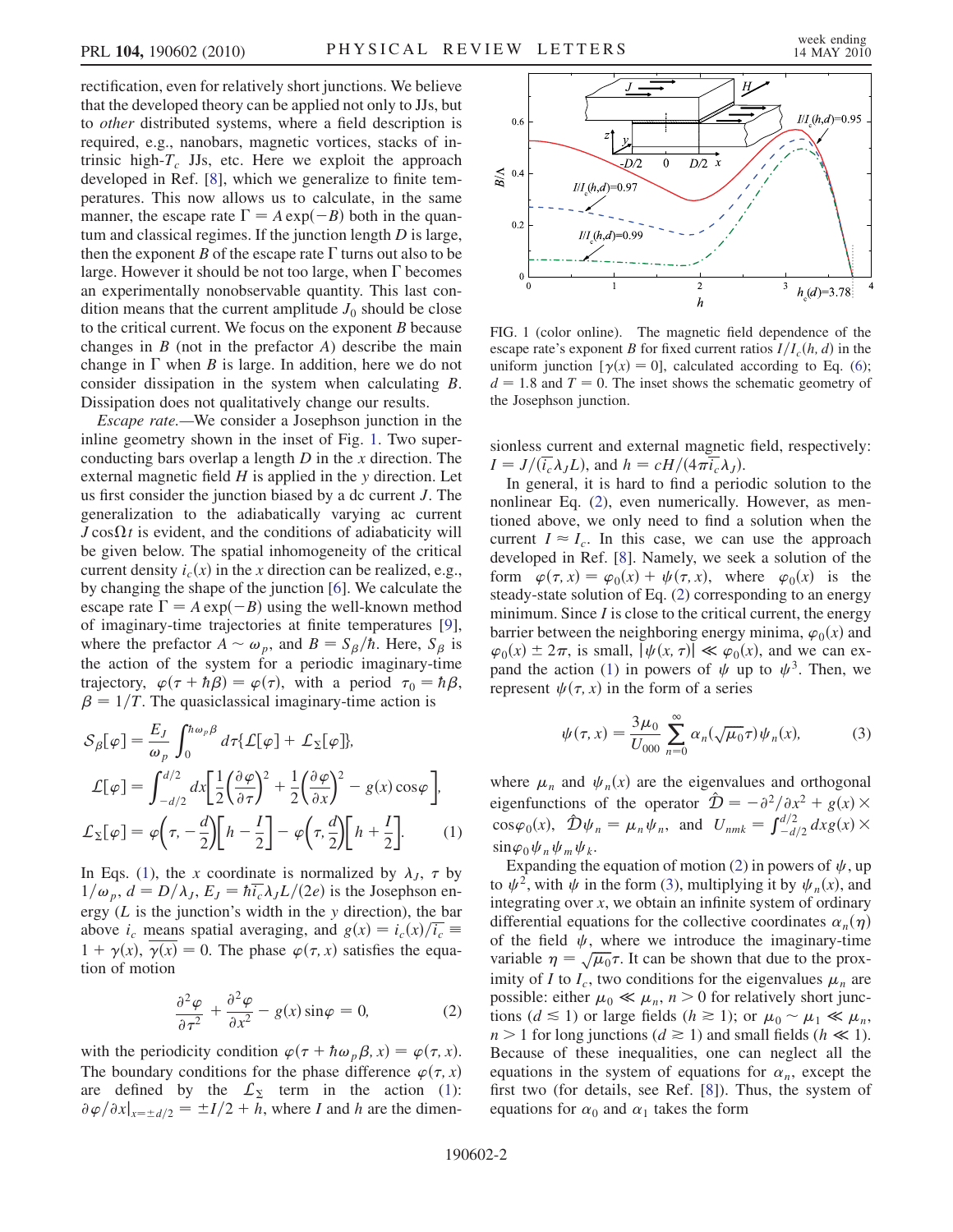rectification, even for relatively short junctions. We believe that the developed theory can be applied not only to JJs, but to *other* distributed systems, where a field description is required, e.g., nanobars, magnetic vortices, stacks of intrinsic high-$T_c$ JJs, etc. Here we exploit the approach developed in Ref. [8], which we generalize to finite temperatures. This now allows us to calculate, in the same manner, the escape rate $\Gamma = A\exp(-B)$ both in the quantum and classical regimes. If the junction length $D$ is large, then the exponent $B$ of the escape rate $\Gamma$ turns out also to be large. However it should be not too large, when $\Gamma$ becomes an experimentally nonobservable quantity. This last condition means that the current amplitude $J_0$ should be close to the critical current. We focus on the exponent $B$ because changes in $B$ (not in the prefactor $A$) describe the main change in $\Gamma$ when $B$ is large. In addition, here we do not consider dissipation in the system when calculating $B$. Dissipation does not qualitatively change our results.

*Escape rate.*—We consider a Josephson junction in the inline geometry shown in the inset of Fig. 1. Two superconducting bars overlap a length $D$ in the $x$ direction. The external magnetic field $H$ is applied in the $y$ direction. Let us first consider the junction biased by a dc current $J$. The generalization to the adiabatically varying ac current $J\cos\Omega t$ is evident, and the conditions of adiabaticity will be given below. The spatial inhomogeneity of the critical current density $i_c(x)$ in the $x$ direction can be realized, e.g., by changing the shape of the junction [6]. We calculate the escape rate $\Gamma = A\exp(-B)$ using the well-known method of imaginary-time trajectories at finite temperatures [9], where the prefactor $A \sim \omega_p$, and $B = S_\beta/\hbar$. Here, $S_\beta$ is the action of the system for a periodic imaginary-time trajectory, $\varphi(\tau + \hbar\beta) = \varphi(\tau)$, with a period $\tau_0 = \hbar\beta$, $\beta = 1/T$. The quasiclassical imaginary-time action is

$$\mathcal{S}_\beta[\varphi] = \frac{E_J}{\omega_p}\int_0^{\hbar\omega_p\beta} d\tau\{\mathcal{L}[\varphi] + \mathcal{L}_\Sigma[\varphi]\},$$
$$\mathcal{L}[\varphi] = \int_{-d/2}^{d/2} dx\left[\frac{1}{2}\left(\frac{\partial\varphi}{\partial\tau}\right)^2 + \frac{1}{2}\left(\frac{\partial\varphi}{\partial x}\right)^2 - g(x)\cos\varphi\right],$$
$$\mathcal{L}_\Sigma[\varphi] = \varphi\left(\tau, -\frac{d}{2}\right)\left[h - \frac{I}{2}\right] - \varphi\left(\tau, \frac{d}{2}\right)\left[h + \frac{I}{2}\right]. \quad (1)$$

In Eqs. (1), the $x$ coordinate is normalized by $\lambda_J$, $\tau$ by $1/\omega_p$, $d = D/\lambda_J$, $E_J = \hbar\overline{i_c}\lambda_J L/(2e)$ is the Josephson energy ($L$ is the junction's width in the $y$ direction), the bar above $i_c$ means spatial averaging, and $g(x) = i_c(x)/\overline{i_c} \equiv 1 + \gamma(x)$, $\overline{\gamma(x)} = 0$. The phase $\varphi(\tau, x)$ satisfies the equation of motion

$$\frac{\partial^2\varphi}{\partial\tau^2} + \frac{\partial^2\varphi}{\partial x^2} - g(x)\sin\varphi = 0, \quad (2)$$

with the periodicity condition $\varphi(\tau + \hbar\omega_p\beta, x) = \varphi(\tau, x)$. The boundary conditions for the phase difference $\varphi(\tau, x)$ are defined by the $\mathcal{L}_\Sigma$ term in the action (1): $\partial\varphi/\partial x|_{x=\pm d/2} = \pm I/2 + h$, where $I$ and $h$ are the dimensionless current and external magnetic field, respectively: $I = J/(\overline{i_c}\lambda_J L)$, and $h = cH/(4\pi\overline{i_c}\lambda_J)$.

FIG. 1 (color online). The magnetic field dependence of the escape rate's exponent $B$ for fixed current ratios $I/I_c(h,d)$ in the uniform junction [$\gamma(x) = 0$], calculated according to Eq. (6); $d = 1.8$ and $T = 0$. The inset shows the schematic geometry of the Josephson junction.

In general, it is hard to find a periodic solution to the nonlinear Eq. (2), even numerically. However, as mentioned above, we only need to find a solution when the current $I \approx I_c$. In this case, we can use the approach developed in Ref. [8]. Namely, we seek a solution of the form $\varphi(\tau, x) = \varphi_0(x) + \psi(\tau, x)$, where $\varphi_0(x)$ is the steady-state solution of Eq. (2) corresponding to an energy minimum. Since $I$ is close to the critical current, the energy barrier between the neighboring energy minima, $\varphi_0(x)$ and $\varphi_0(x) \pm 2\pi$, is small, $|\psi(x,\tau)| \ll \varphi_0(x)$, and we can expand the action (1) in powers of $\psi$ up to $\psi^3$. Then, we represent $\psi(\tau, x)$ in the form of a series

$$\psi(\tau, x) = \frac{3\mu_0}{U_{000}}\sum_{n=0}^{\infty}\alpha_n(\sqrt{\mu_0}\tau)\psi_n(x), \quad (3)$$

where $\mu_n$ and $\psi_n(x)$ are the eigenvalues and orthogonal eigenfunctions of the operator $\hat{\mathcal{D}} = -\partial^2/\partial x^2 + g(x)\times\cos\varphi_0(x)$, $\hat{\mathcal{D}}\psi_n = \mu_n\psi_n$, and $U_{nmk} = \int_{-d/2}^{d/2} dx g(x)\times\sin\varphi_0\psi_n\psi_m\psi_k$.

Expanding the equation of motion (2) in powers of $\psi$, up to $\psi^2$, with $\psi$ in the form (3), multiplying it by $\psi_n(x)$, and integrating over $x$, we obtain an infinite system of ordinary differential equations for the collective coordinates $\alpha_n(\eta)$ of the field $\psi$, where we introduce the imaginary-time variable $\eta = \sqrt{\mu_0}\tau$. It can be shown that due to the proximity of $I$ to $I_c$, two conditions for the eigenvalues $\mu_n$ are possible: either $\mu_0 \ll \mu_n$, $n > 0$ for relatively short junctions ($d \lesssim 1$) or large fields ($h \gtrsim 1$); or $\mu_0 \sim \mu_1 \ll \mu_n$, $n > 1$ for long junctions ($d \gtrsim 1$) and small fields ($h \ll 1$). Because of these inequalities, one can neglect all the equations in the system of equations for $\alpha_n$, except the first two (for details, see Ref. [8]). Thus, the system of equations for $\alpha_0$ and $\alpha_1$ takes the form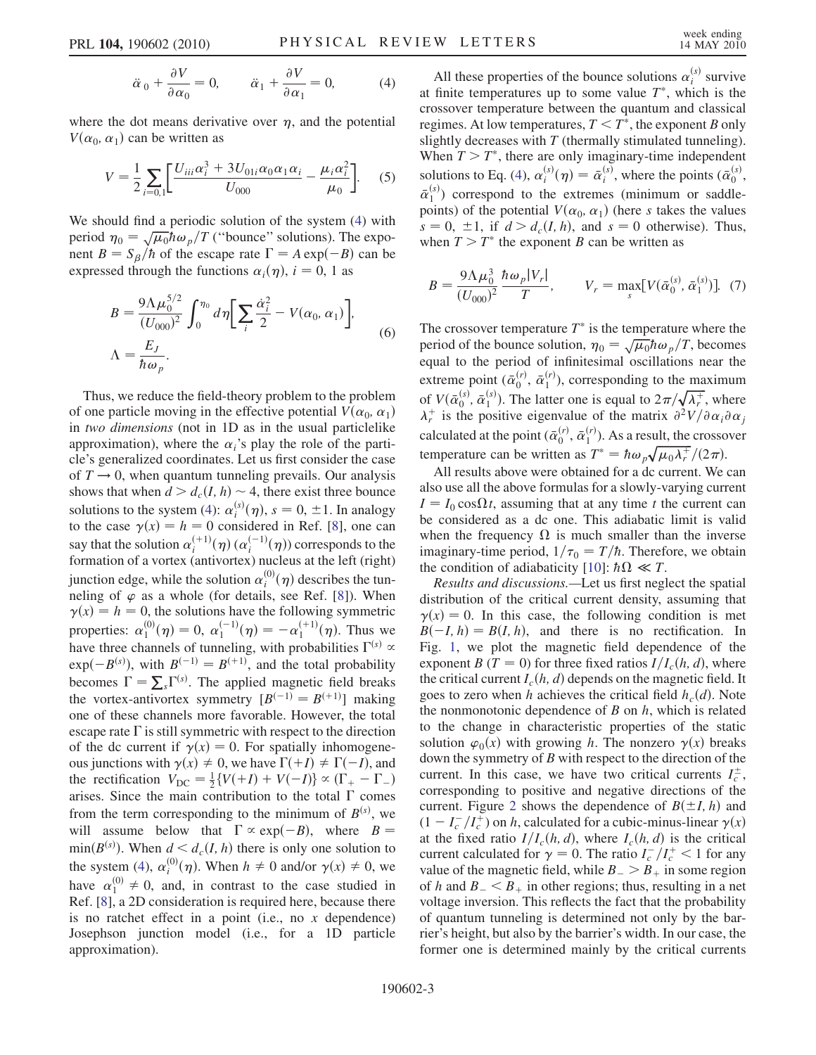$$\ddot{\alpha}_0 + \frac{\partial V}{\partial \alpha_0} = 0, \qquad \ddot{\alpha}_1 + \frac{\partial V}{\partial \alpha_1} = 0, \tag{4}$$

where the dot means derivative over $\eta$, and the potential $V(\alpha_0, \alpha_1)$ can be written as

$$V = \frac{1}{2}\sum_{i=0,1}\left[\frac{U_{iii}\alpha_i^3 + 3U_{01i}\alpha_0\alpha_1\alpha_i}{U_{000}} - \frac{\mu_i \alpha_i^2}{\mu_0}\right]. \tag{5}$$

We should find a periodic solution of the system (4) with period $\eta_0 = \sqrt{\mu_0}\hbar\omega_p/T$ ("bounce" solutions). The exponent $B = S_\beta/\hbar$ of the escape rate $\Gamma = A\exp(-B)$ can be expressed through the functions $\alpha_i(\eta)$, $i = 0, 1$ as

$$B = \frac{9\Lambda\mu_0^{5/2}}{(U_{000})^2}\int_0^{\eta_0} d\eta\left[\sum_i \frac{\dot{\alpha}_i^2}{2} - V(\alpha_0, \alpha_1)\right],$$
$$\Lambda = \frac{E_J}{\hbar\omega_p}. \tag{6}$$

Thus, we reduce the field-theory problem to the problem of one particle moving in the effective potential $V(\alpha_0, \alpha_1)$ in *two dimensions* (not in 1D as in the usual particlelike approximation), where the $\alpha_i$'s play the role of the particle's generalized coordinates. Let us first consider the case of $T \to 0$, when quantum tunneling prevails. Our analysis shows that when $d > d_c(I, h) \sim 4$, there exist three bounce solutions to the system (4): $\alpha_i^{(s)}(\eta)$, $s = 0, \pm 1$. In analogy to the case $\gamma(x) = h = 0$ considered in Ref. [8], one can say that the solution $\alpha_i^{(+1)}(\eta)$ ($\alpha_i^{(-1)}(\eta)$) corresponds to the formation of a vortex (antivortex) nucleus at the left (right) junction edge, while the solution $\alpha_i^{(0)}(\eta)$ describes the tunneling of $\varphi$ as a whole (for details, see Ref. [8]). When $\gamma(x) = h = 0$, the solutions have the following symmetric properties: $\alpha_1^{(0)}(\eta) = 0$, $\alpha_1^{(-1)}(\eta) = -\alpha_1^{(+1)}(\eta)$. Thus we have three channels of tunneling, with probabilities $\Gamma^{(s)} \propto \exp(-B^{(s)})$, with $B^{(-1)} = B^{(+1)}$, and the total probability becomes $\Gamma = \sum_s \Gamma^{(s)}$. The applied magnetic field breaks the vortex-antivortex symmetry [$B^{(-1)} = B^{(+1)}$] making one of these channels more favorable. However, the total escape rate $\Gamma$ is still symmetric with respect to the direction of the dc current if $\gamma(x) = 0$. For spatially inhomogeneous junctions with $\gamma(x) \neq 0$, we have $\Gamma(+I) \neq \Gamma(-I)$, and the rectification $V_{\mathrm{DC}} = \frac{1}{2}\{V(+I) + V(-I)\} \propto (\Gamma_+ - \Gamma_-)$ arises. Since the main contribution to the total $\Gamma$ comes from the term corresponding to the minimum of $B^{(s)}$, we will assume below that $\Gamma \propto \exp(-B)$, where $B = \min(B^{(s)})$. When $d < d_c(I, h)$ there is only one solution to the system (4), $\alpha_i^{(0)}(\eta)$. When $h \neq 0$ and/or $\gamma(x) \neq 0$, we have $\alpha_1^{(0)} \neq 0$, and, in contrast to the case studied in Ref. [8], a 2D consideration is required here, because there is no ratchet effect in a point (i.e., no $x$ dependence) Josephson junction model (i.e., for a 1D particle approximation).

All these properties of the bounce solutions $\alpha_i^{(s)}$ survive at finite temperatures up to some value $T^*$, which is the crossover temperature between the quantum and classical regimes. At low temperatures, $T < T^*$, the exponent $B$ only slightly decreases with $T$ (thermally stimulated tunneling). When $T > T^*$, there are only imaginary-time independent solutions to Eq. (4), $\alpha_i^{(s)}(\eta) = \bar{\alpha}_i^{(s)}$, where the points $(\bar{\alpha}_0^{(s)}, \bar{\alpha}_1^{(s)})$ correspond to the extremes (minimum or saddle-points) of the potential $V(\alpha_0, \alpha_1)$ (here $s$ takes the values $s = 0, \pm 1$, if $d > d_c(I, h)$, and $s = 0$ otherwise). Thus, when $T > T^*$ the exponent $B$ can be written as

$$B = \frac{9\Lambda\mu_0^3}{(U_{000})^2}\frac{\hbar\omega_p|V_r|}{T}, \qquad V_r = \max_s[V(\bar{\alpha}_0^{(s)}, \bar{\alpha}_1^{(s)})]. \tag{7}$$

The crossover temperature $T^*$ is the temperature where the period of the bounce solution, $\eta_0 = \sqrt{\mu_0}\hbar\omega_p/T$, becomes equal to the period of infinitesimal oscillations near the extreme point $(\bar{\alpha}_0^{(r)}, \bar{\alpha}_1^{(r)})$, corresponding to the maximum of $V(\bar{\alpha}_0^{(s)}, \bar{\alpha}_1^{(s)})$. The latter one is equal to $2\pi/\sqrt{\lambda_r^+}$, where $\lambda_r^+$ is the positive eigenvalue of the matrix $\partial^2 V/\partial\alpha_i\partial\alpha_j$ calculated at the point $(\bar{\alpha}_0^{(r)}, \bar{\alpha}_1^{(r)})$. As a result, the crossover temperature can be written as $T^* = \hbar\omega_p\sqrt{\mu_0\lambda_r^+}/(2\pi)$.

All results above were obtained for a dc current. We can also use all the above formulas for a slowly-varying current $I = I_0\cos\Omega t$, assuming that at any time $t$ the current can be considered as a dc one. This adiabatic limit is valid when the frequency $\Omega$ is much smaller than the inverse imaginary-time period, $1/\tau_0 = T/\hbar$. Therefore, we obtain the condition of adiabaticity [10]: $\hbar\Omega \ll T$.

*Results and discussions.*—Let us first neglect the spatial distribution of the critical current density, assuming that $\gamma(x) = 0$. In this case, the following condition is met $B(-I, h) = B(I, h)$, and there is no rectification. In Fig. 1, we plot the magnetic field dependence of the exponent $B$ ($T = 0$) for three fixed ratios $I/I_c(h, d)$, where the critical current $I_c(h, d)$ depends on the magnetic field. It goes to zero when $h$ achieves the critical field $h_c(d)$. Note the nonmonotonic dependence of $B$ on $h$, which is related to the change in characteristic properties of the static solution $\varphi_0(x)$ with growing $h$. The nonzero $\gamma(x)$ breaks down the symmetry of $B$ with respect to the direction of the current. In this case, we have two critical currents $I_c^{\pm}$, corresponding to positive and negative directions of the current. Figure 2 shows the dependence of $B(\pm I, h)$ and $(1 - I_c^-/I_c^+)$ on $h$, calculated for a cubic-minus-linear $\gamma(x)$ at the fixed ratio $I/I_c(h, d)$, where $I_c(h, d)$ is the critical current calculated for $\gamma = 0$. The ratio $I_c^-/I_c^+ < 1$ for any value of the magnetic field, while $B_- > B_+$ in some region of $h$ and $B_- < B_+$ in other regions; thus, resulting in a net voltage inversion. This reflects the fact that the probability of quantum tunneling is determined not only by the barrier's height, but also by the barrier's width. In our case, the former one is determined mainly by the critical currents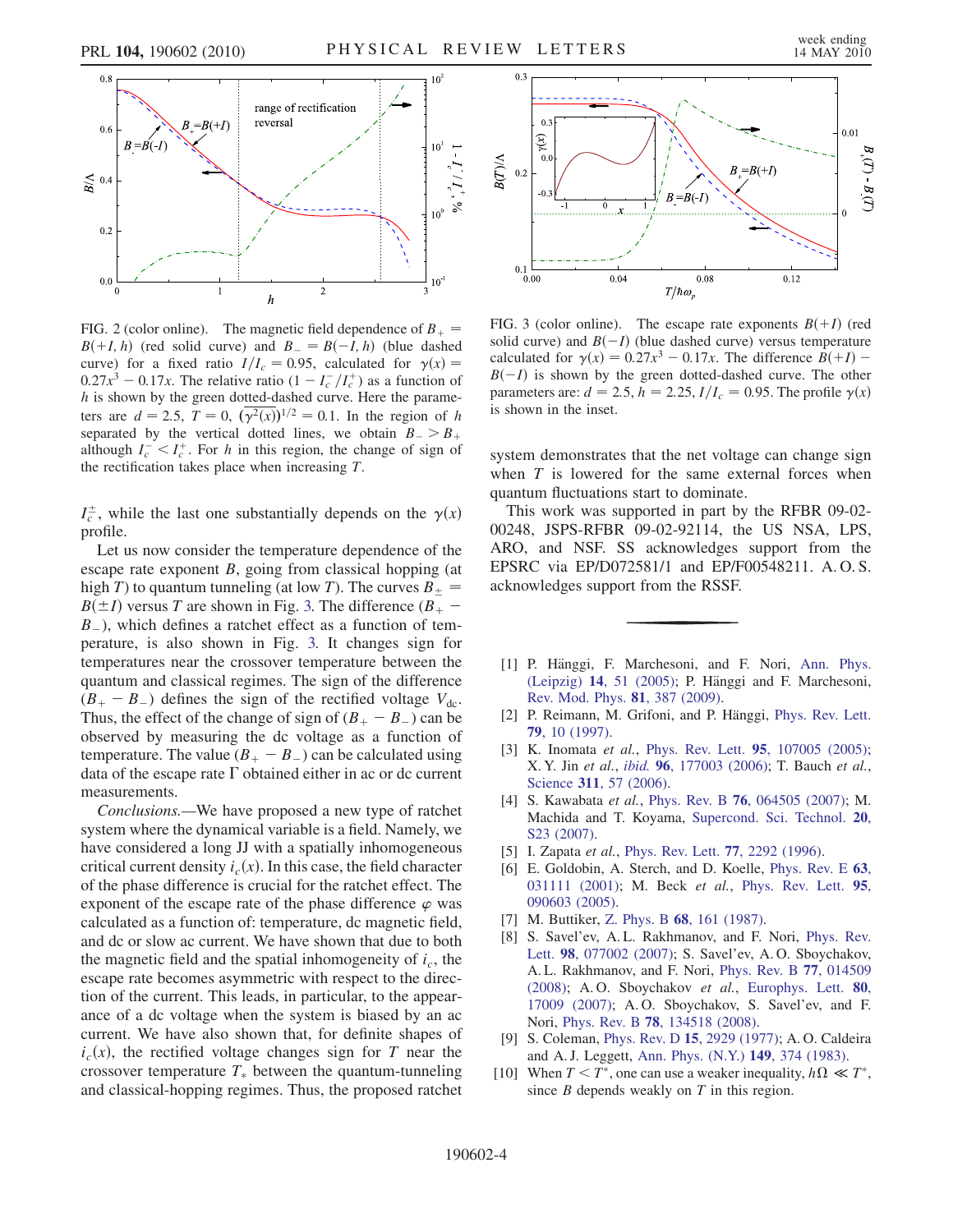0.8
0.6
0.4
0.2
0.0
$B/\Lambda$
0 1 2 3
$h$
$B_+=B(+I)$
$B_-=B(-I)$
range of rectification reversal
$10^2$
$10^1$
$10^0$
$10^{-1}$
$1 - I_c^- / I_c^+$, %

FIG. 2 (color online). The magnetic field dependence of $B_+ = B(+I, h)$ (red solid curve) and $B_- = B(-I, h)$ (blue dashed curve) for a fixed ratio $I/I_c = 0.95$, calculated for $\gamma(x) = 0.27x^3 - 0.17x$. The relative ratio $(1 - I_c^-/I_c^+)$ as a function of $h$ is shown by the green dotted-dashed curve. Here the parameters are $d = 2.5$, $T = 0$, $\overline{(\gamma^2(x))}^{1/2} = 0.1$. In the region of $h$ separated by the vertical dotted lines, we obtain $B_- > B_+$ although $I_c^- < I_c^+$. For $h$ in this region, the change of sign of the rectification takes place when increasing $T$.

0.3
0.2
0.1
$B(T)/\Lambda$
0.00 0.04 0.08 0.12
$T/\hbar\omega_p$
$B_+=B(+I)$
$B_-=B(-I)$
0.01
0
$B_+(T) - B_-(T)$
0.3
0.0
-0.3
$\gamma(x)$
-1 0 1
$x$

FIG. 3 (color online). The escape rate exponents $B(+I)$ (red solid curve) and $B(-I)$ (blue dashed curve) versus temperature calculated for $\gamma(x) = 0.27x^3 - 0.17x$. The difference $B(+I) - B(-I)$ is shown by the green dotted-dashed curve. The other parameters are: $d = 2.5$, $h = 2.25$, $I/I_c = 0.95$. The profile $\gamma(x)$ is shown in the inset.

$I_c^\pm$, while the last one substantially depends on the $\gamma(x)$ profile.

Let us now consider the temperature dependence of the escape rate exponent $B$, going from classical hopping (at high $T$) to quantum tunneling (at low $T$). The curves $B_\pm = B(\pm I)$ versus $T$ are shown in Fig. 3. The difference $(B_+ - B_-)$, which defines a ratchet effect as a function of temperature, is also shown in Fig. 3. It changes sign for temperatures near the crossover temperature between the quantum and classical regimes. The sign of the difference $(B_+ - B_-)$ defines the sign of the rectified voltage $V_{dc}$. Thus, the effect of the change of sign of $(B_+ - B_-)$ can be observed by measuring the dc voltage as a function of temperature. The value $(B_+ - B_-)$ can be calculated using data of the escape rate $\Gamma$ obtained either in ac or dc current measurements.

*Conclusions.*—We have proposed a new type of ratchet system where the dynamical variable is a field. Namely, we have considered a long JJ with a spatially inhomogeneous critical current density $i_c(x)$. In this case, the field character of the phase difference is crucial for the ratchet effect. The exponent of the escape rate of the phase difference $\varphi$ was calculated as a function of: temperature, dc magnetic field, and dc or slow ac current. We have shown that due to both the magnetic field and the spatial inhomogeneity of $i_c$, the escape rate becomes asymmetric with respect to the direction of the current. This leads, in particular, to the appearance of a dc voltage when the system is biased by an ac current. We have also shown that, for definite shapes of $i_c(x)$, the rectified voltage changes sign for $T$ near the crossover temperature $T_*$ between the quantum-tunneling and classical-hopping regimes. Thus, the proposed ratchet system demonstrates that the net voltage can change sign when $T$ is lowered for the same external forces when quantum fluctuations start to dominate.

This work was supported in part by the RFBR 09-02-00248, JSPS-RFBR 09-02-92114, the US NSA, LPS, ARO, and NSF. SS acknowledges support from the EPSRC via EP/D072581/1 and EP/F00548211. A. O. S. acknowledges support from the RSSF.

[1] P. Hänggi, F. Marchesoni, and F. Nori, Ann. Phys. (Leipzig) **14**, 51 (2005); P. Hänggi and F. Marchesoni, Rev. Mod. Phys. **81**, 387 (2009).

[2] P. Reimann, M. Grifoni, and P. Hänggi, Phys. Rev. Lett. **79**, 10 (1997).

[3] K. Inomata *et al.*, Phys. Rev. Lett. **95**, 107005 (2005); X. Y. Jin *et al.*, *ibid.* **96**, 177003 (2006); T. Bauch *et al.*, Science **311**, 57 (2006).

[4] S. Kawabata *et al.*, Phys. Rev. B **76**, 064505 (2007); M. Machida and T. Koyama, Supercond. Sci. Technol. **20**, S23 (2007).

[5] I. Zapata *et al.*, Phys. Rev. Lett. **77**, 2292 (1996).

[6] E. Goldobin, A. Sterch, and D. Koelle, Phys. Rev. E **63**, 031111 (2001); M. Beck *et al.*, Phys. Rev. Lett. **95**, 090603 (2005).

[7] M. Buttiker, Z. Phys. B **68**, 161 (1987).

[8] S. Savel'ev, A. L. Rakhmanov, and F. Nori, Phys. Rev. Lett. **98**, 077002 (2007); S. Savel'ev, A. O. Sboychakov, A. L. Rakhmanov, and F. Nori, Phys. Rev. B **77**, 014509 (2008); A. O. Sboychakov *et al.*, Europhys. Lett. **80**, 17009 (2007); A. O. Sboychakov, S. Savel'ev, and F. Nori, Phys. Rev. B **78**, 134518 (2008).

[9] S. Coleman, Phys. Rev. D **15**, 2929 (1977); A. O. Caldeira and A. J. Leggett, Ann. Phys. (N.Y.) **149**, 374 (1983).

[10] When $T < T^*$, one can use a weaker inequality, $\hbar\Omega \ll T^*$, since $B$ depends weakly on $T$ in this region.